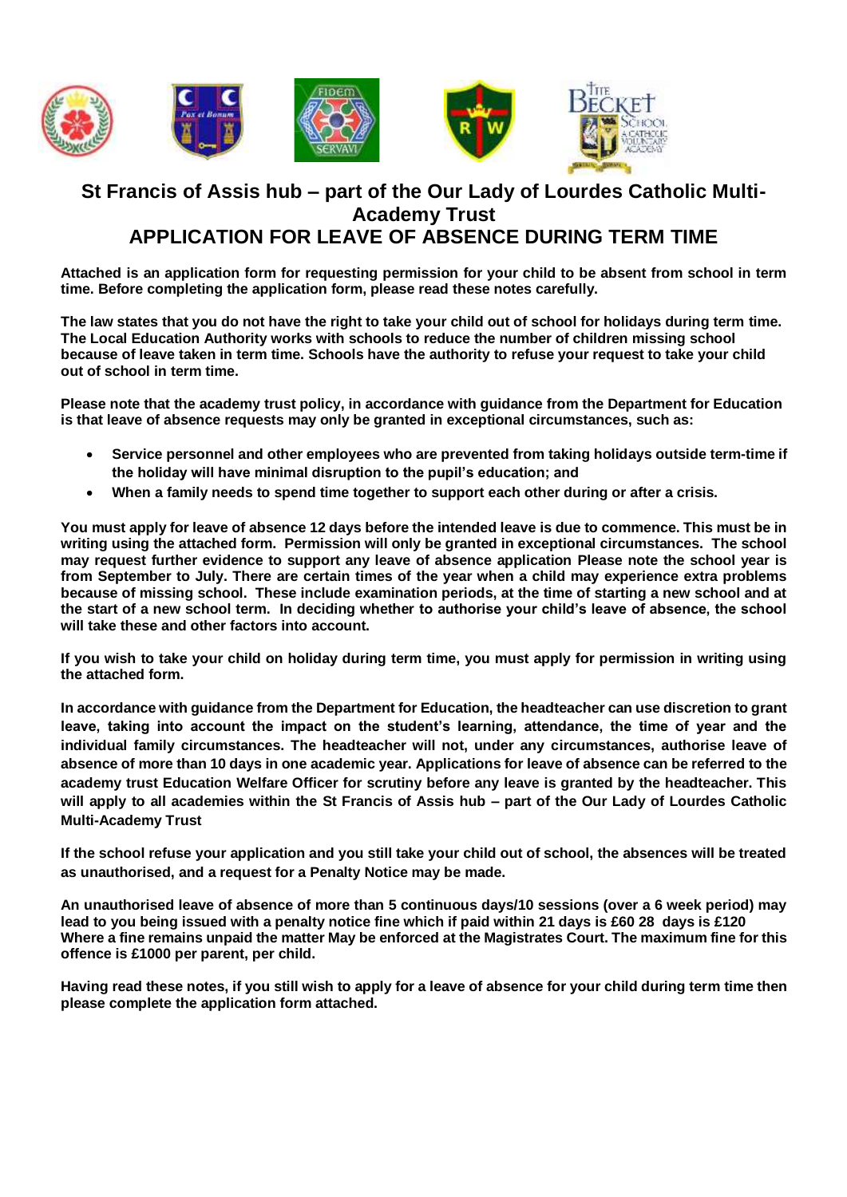# St Francis of Assis hub – part of the Our Lady of Lourdes Catholic Multi-Academy Trust

# APPLICATION FOR LEAVE OF ABSENCE DURING TERM TIME

**Attached is an application form for requesting permission for your child to be absent from school in term time. Before completing the application form, please read these notes carefully.**

**The law states that you do not have the right to take your child out of school for holidays during term time. The Local Education Authority works with schools to reduce the number of children missing school because of leave taken in term time. Schools have the authority to refuse your request to take your child out of school in term time.**

**Please note that the academy trust policy, in accordance with guidance from the Department for Education is that leave of absence requests may only be granted in exceptional circumstances, such as:**

- **Service personnel and other employees who are prevented from taking holidays outside term-time if the holiday will have minimal disruption to the pupil's education; and**
- **When a family needs to spend time together to support each other during or after a crisis.**

**You must apply for leave of absence 12 days before the intended leave is due to commence. This must be in writing using the attached form. Permission will only be granted in exceptional circumstances. The school may request further evidence to support any leave of absence application Please note the school year is from September to July. There are certain times of the year when a child may experience extra problems because of missing school. These include examination periods, at the time of starting a new school and at the start of a new school term. In deciding whether to authorise your child's leave of absence, the school will take these and other factors into account.**

**If you wish to take your child on holiday during term time, you must apply for permission in writing using the attached form.**

**In accordance with guidance from the Department for Education, the headteacher can use discretion to grant leave, taking into account the impact on the student's learning, attendance, the time of year and the individual family circumstances. The headteacher will not, under any circumstances, authorise leave of absence of more than 10 days in one academic year. Applications for leave of absence can be referred to the academy trust Education Welfare Officer for scrutiny before any leave is granted by the headteacher. This will apply to all academies within the St Francis of Assis hub – part of the Our Lady of Lourdes Catholic Multi-Academy Trust**

**If the school refuse your application and you still take your child out of school, the absences will be treated as unauthorised, and a request for a Penalty Notice may be made.**

**An unauthorised leave of absence of more than 5 continuous days/10 sessions (over a 6 week period) may lead to you being issued with a penalty notice fine which if paid within 21 days is £60 28 days is £120 Where a fine remains unpaid the matter May be enforced at the Magistrates Court. The maximum fine for this offence is £1000 per parent, per child.**

**Having read these notes, if you still wish to apply for a leave of absence for your child during term time then please complete the application form attached.**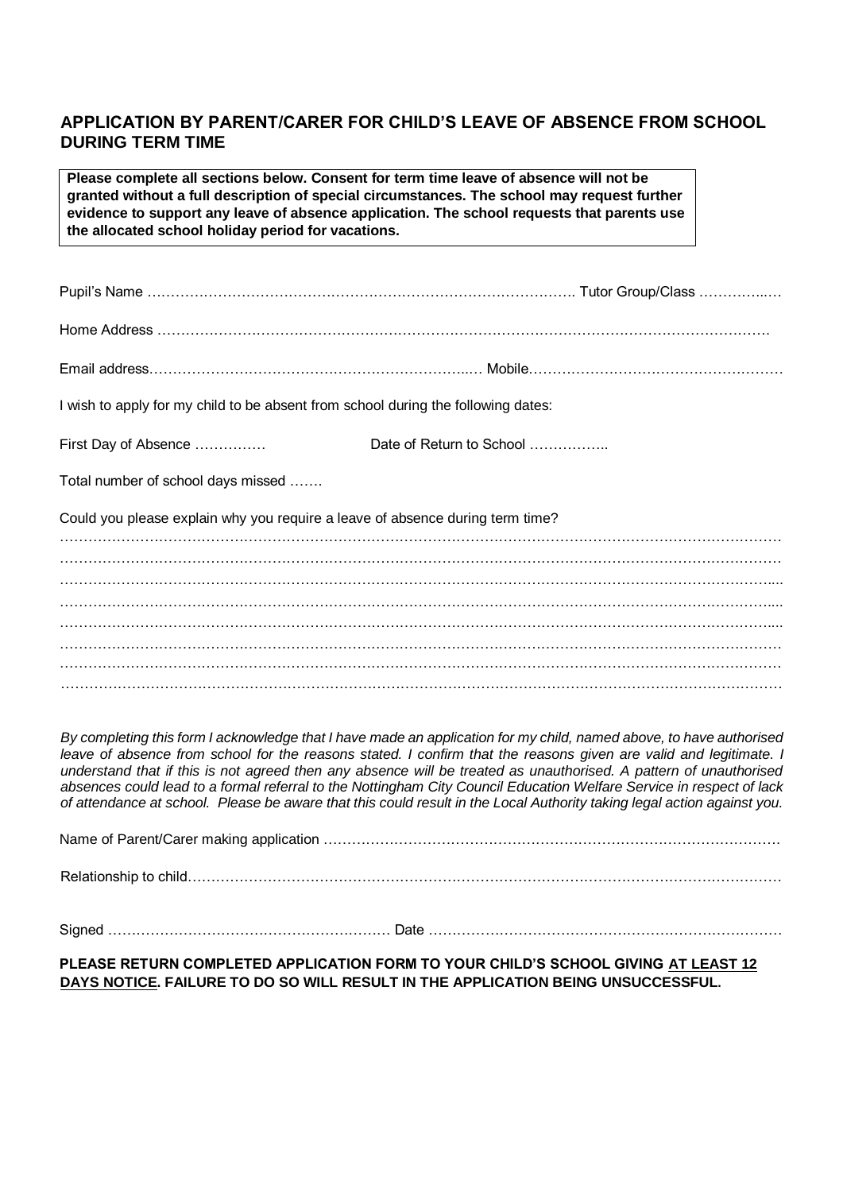## APPLICATION BY PARENT/CARER FOR CHILD'S LEAVE OF ABSENCE FROM SCHOOL DURING TERM TIME

**Please complete all sections below. Consent for term time leave of absence will not be granted without a full description of special circumstances. The school may request further evidence to support any leave of absence application. The school requests that parents use the allocated school holiday period for vacations.**

Pupil's Name ………………………………………………………………………………. Tutor Group/Class ……………..…

Home Address …………………………………………………………………………………………………………………….

Email address…………………………………………………………..… Mobile………………………………………………

I wish to apply for my child to be absent from school during the following dates:

First Day of Absence …………… Date of Return to School ……………..

Total number of school days missed …….

Could you please explain why you require a leave of absence during term time?

……………………………………………………………………………………………………………………………………
……………………………………………………………………………………………………………………………………
……………………………………………………………………………………………………………………………………
……………………………………………………………………………………………………………………………………
……………………………………………………………………………………………………………………………………
……………………………………………………………………………………………………………………………………
……………………………………………………………………………………………………………………………………
……………………………………………………………………………………………………………………………………

*By completing this form I acknowledge that I have made an application for my child, named above, to have authorised leave of absence from school for the reasons stated. I confirm that the reasons given are valid and legitimate. I understand that if this is not agreed then any absence will be treated as unauthorised. A pattern of unauthorised absences could lead to a formal referral to the Nottingham City Council Education Welfare Service in respect of lack of attendance at school. Please be aware that this could result in the Local Authority taking legal action against you.*

Name of Parent/Carer making application ……………………………………………………………………………………

Relationship to child……………………………………………………………………………………………………………

Signed …………………………………………………… Date …………………………………………………………………

**PLEASE RETURN COMPLETED APPLICATION FORM TO YOUR CHILD'S SCHOOL GIVING AT LEAST 12 DAYS NOTICE. FAILURE TO DO SO WILL RESULT IN THE APPLICATION BEING UNSUCCESSFUL.**